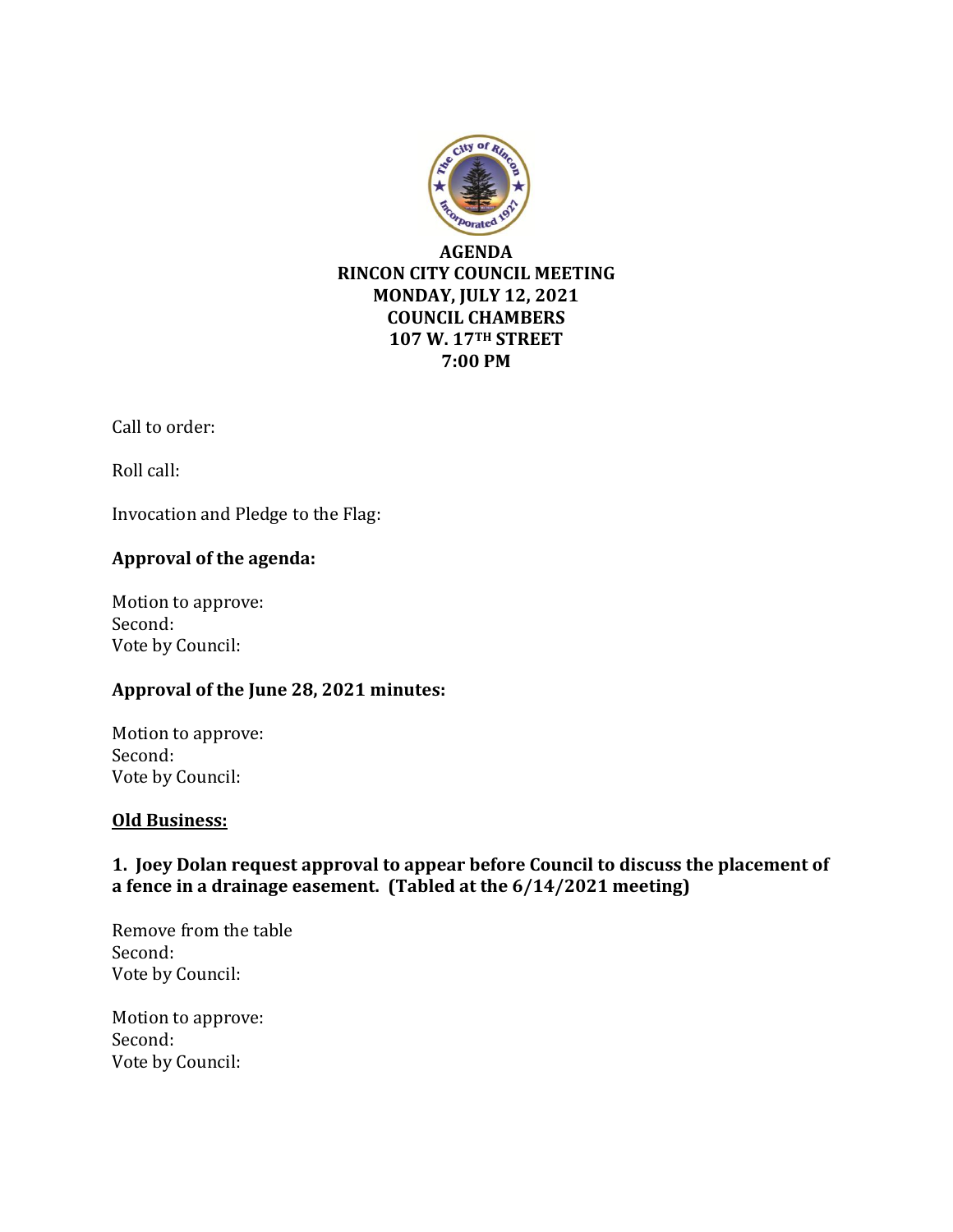**AGENDA**
**RINCON CITY COUNCIL MEETING**
**MONDAY, JULY 12, 2021**
**COUNCIL CHAMBERS**
**107 W. 17TH STREET**
**7:00 PM**

Call to order:

Roll call:

Invocation and Pledge to the Flag:

**Approval of the agenda:**

Motion to approve:
Second:
Vote by Council:

**Approval of the June 28, 2021 minutes:**

Motion to approve:
Second:
Vote by Council:

**Old Business:**

**1. Joey Dolan request approval to appear before Council to discuss the placement of a fence in a drainage easement. (Tabled at the 6/14/2021 meeting)**

Remove from the table
Second:
Vote by Council:

Motion to approve:
Second:
Vote by Council: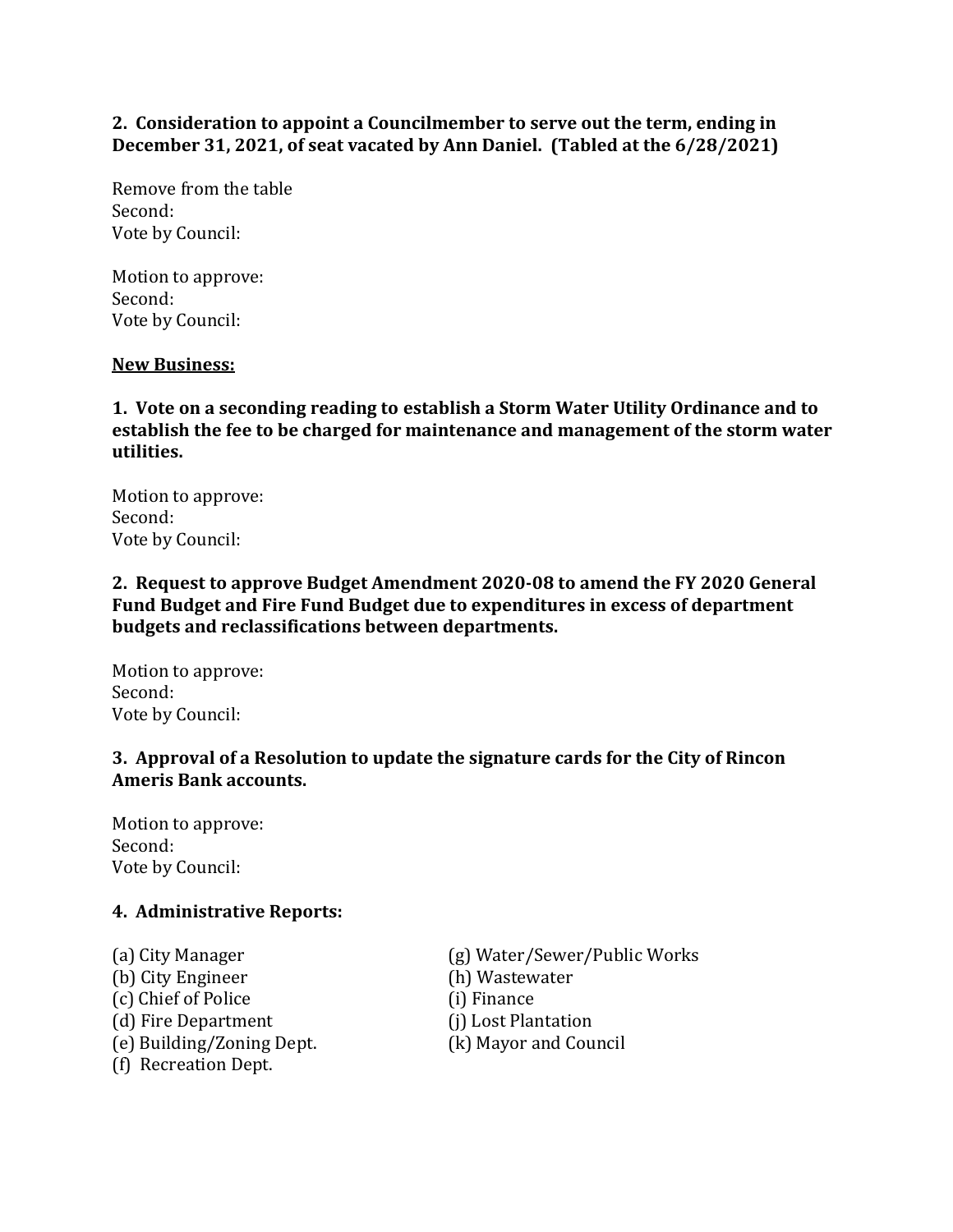**2. Consideration to appoint a Councilmember to serve out the term, ending in December 31, 2021, of seat vacated by Ann Daniel. (Tabled at the 6/28/2021)**

Remove from the table
Second:
Vote by Council:

Motion to approve:
Second:
Vote by Council:

**<u>New Business:</u>**

**1. Vote on a seconding reading to establish a Storm Water Utility Ordinance and to establish the fee to be charged for maintenance and management of the storm water utilities.**

Motion to approve:
Second:
Vote by Council:

**2. Request to approve Budget Amendment 2020-08 to amend the FY 2020 General Fund Budget and Fire Fund Budget due to expenditures in excess of department budgets and reclassifications between departments.**

Motion to approve:
Second:
Vote by Council:

**3. Approval of a Resolution to update the signature cards for the City of Rincon Ameris Bank accounts.**

Motion to approve:
Second:
Vote by Council:

**4. Administrative Reports:**

(a) City Manager
(b) City Engineer
(c) Chief of Police
(d) Fire Department
(e) Building/Zoning Dept.
(f) Recreation Dept.
(g) Water/Sewer/Public Works
(h) Wastewater
(i) Finance
(j) Lost Plantation
(k) Mayor and Council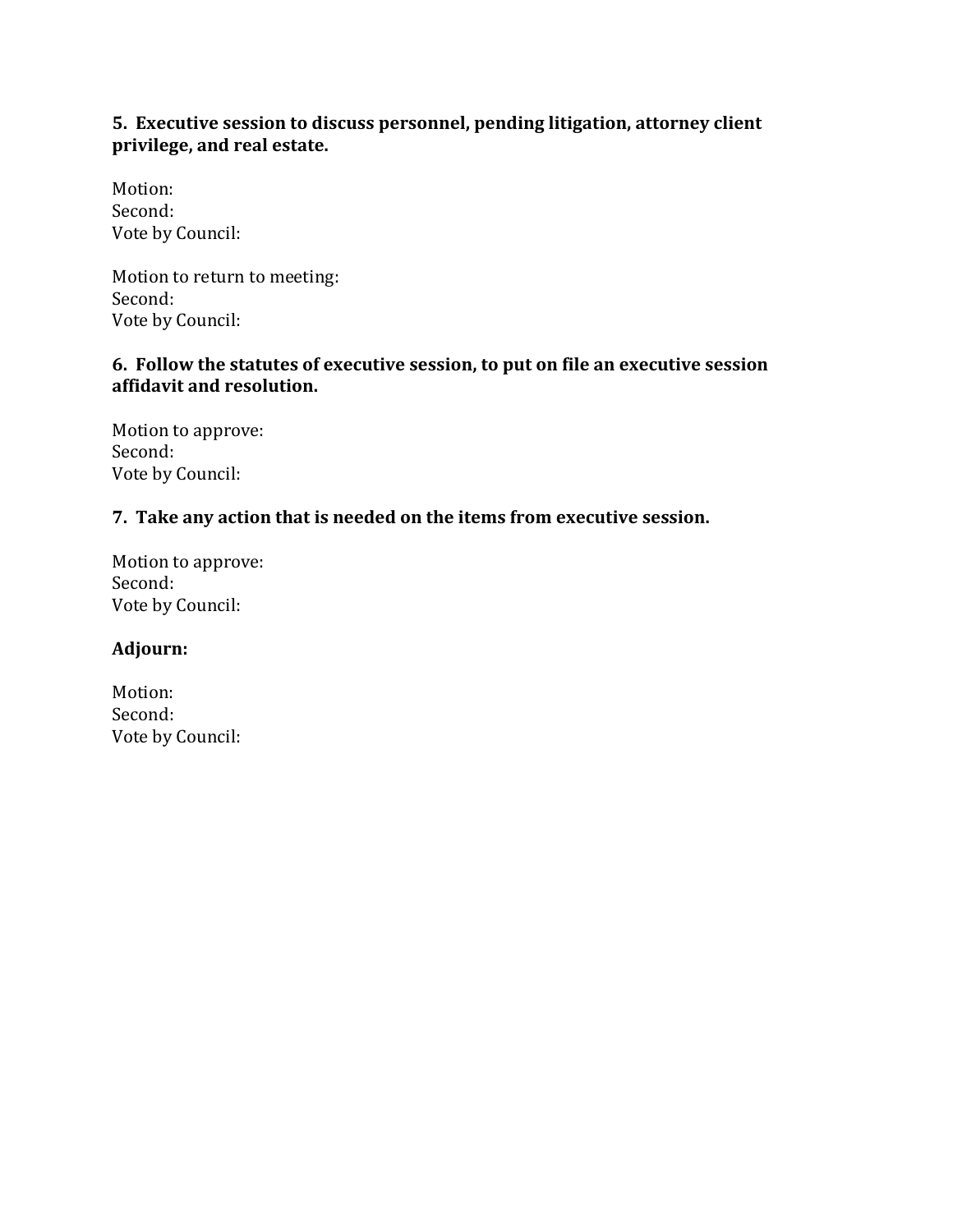**5. Executive session to discuss personnel, pending litigation, attorney client privilege, and real estate.**

Motion:
Second:
Vote by Council:

Motion to return to meeting:
Second:
Vote by Council:

**6. Follow the statutes of executive session, to put on file an executive session affidavit and resolution.**

Motion to approve:
Second:
Vote by Council:

**7. Take any action that is needed on the items from executive session.**

Motion to approve:
Second:
Vote by Council:

**Adjourn:**

Motion:
Second:
Vote by Council: